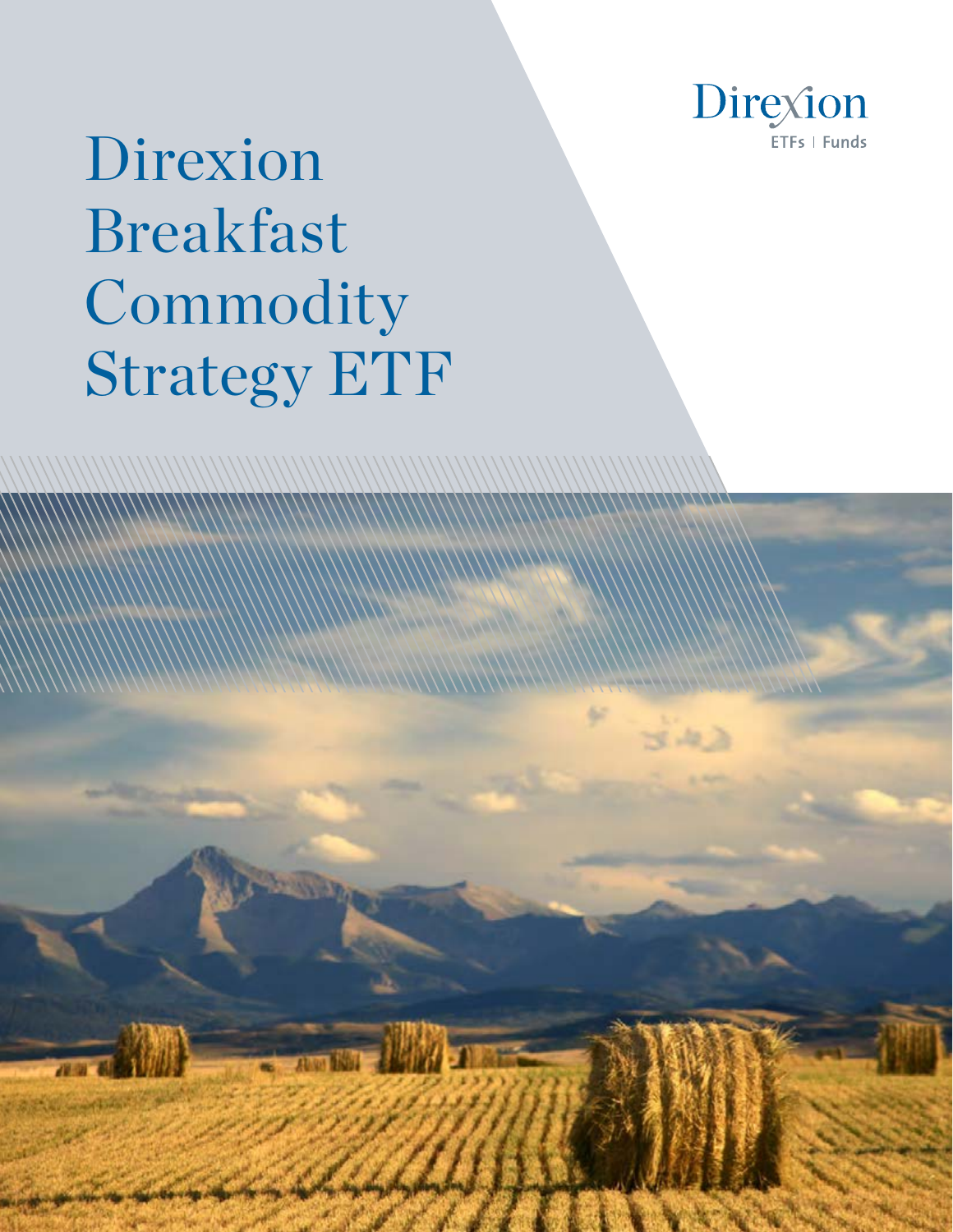# Direxion Breakfast Commodity Strategy ETF

Direxion
ETFs | Funds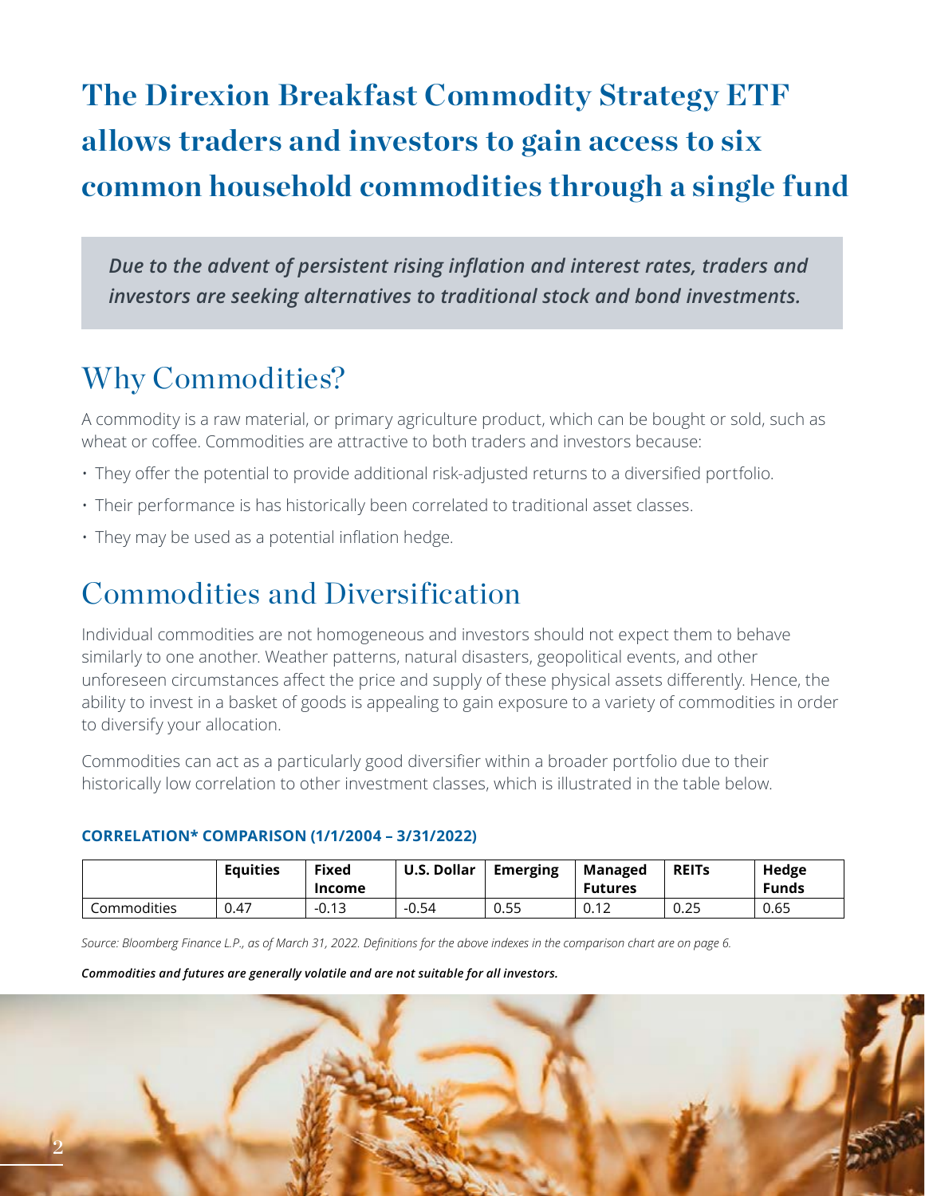# The Direxion Breakfast Commodity Strategy ETF allows traders and investors to gain access to six common household commodities through a single fund

***Due to the advent of persistent rising inflation and interest rates, traders and investors are seeking alternatives to traditional stock and bond investments.***

## Why Commodities?

A commodity is a raw material, or primary agriculture product, which can be bought or sold, such as wheat or coffee. Commodities are attractive to both traders and investors because:

- They offer the potential to provide additional risk-adjusted returns to a diversified portfolio.
- Their performance is has historically been correlated to traditional asset classes.
- They may be used as a potential inflation hedge.

## Commodities and Diversification

Individual commodities are not homogeneous and investors should not expect them to behave similarly to one another. Weather patterns, natural disasters, geopolitical events, and other unforeseen circumstances affect the price and supply of these physical assets differently. Hence, the ability to invest in a basket of goods is appealing to gain exposure to a variety of commodities in order to diversify your allocation.

Commodities can act as a particularly good diversifier within a broader portfolio due to their historically low correlation to other investment classes, which is illustrated in the table below.

**CORRELATION* COMPARISON (1/1/2004 – 3/31/2022)**

| | Equities | Fixed Income | U.S. Dollar | Emerging | Managed Futures | REITs | Hedge Funds |
|---|---|---|---|---|---|---|---|
| Commodities | 0.47 | -0.13 | -0.54 | 0.55 | 0.12 | 0.25 | 0.65 |

*Source: Bloomberg Finance L.P., as of March 31, 2022. Definitions for the above indexes in the comparison chart are on page 6.*

***Commodities and futures are generally volatile and are not suitable for all investors.***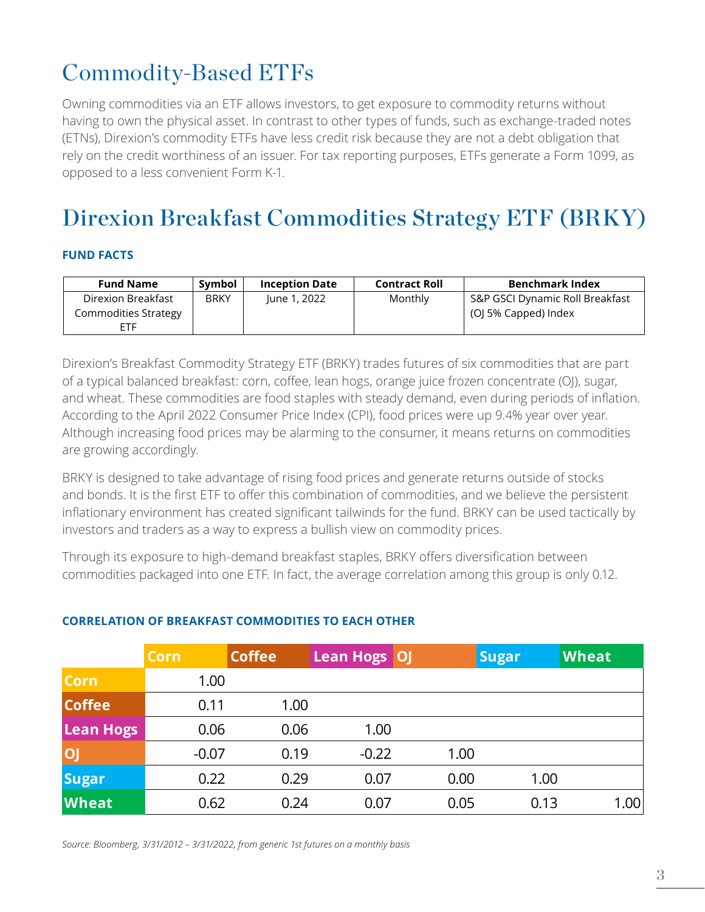# Commodity-Based ETFs

Owning commodities via an ETF allows investors, to get exposure to commodity returns without having to own the physical asset. In contrast to other types of funds, such as exchange-traded notes (ETNs), Direxion's commodity ETFs have less credit risk because they are not a debt obligation that rely on the credit worthiness of an issuer. For tax reporting purposes, ETFs generate a Form 1099, as opposed to a less convenient Form K-1.

# Direxion Breakfast Commodities Strategy ETF (BRKY)

### FUND FACTS

| Fund Name | Symbol | Inception Date | Contract Roll | Benchmark Index |
|---|---|---|---|---|
| Direxion Breakfast Commodities Strategy ETF | BRKY | June 1, 2022 | Monthly | S&P GSCI Dynamic Roll Breakfast (OJ 5% Capped) Index |

Direxion's Breakfast Commodity Strategy ETF (BRKY) trades futures of six commodities that are part of a typical balanced breakfast: corn, coffee, lean hogs, orange juice frozen concentrate (OJ), sugar, and wheat. These commodities are food staples with steady demand, even during periods of inflation. According to the April 2022 Consumer Price Index (CPI), food prices were up 9.4% year over year. Although increasing food prices may be alarming to the consumer, it means returns on commodities are growing accordingly.

BRKY is designed to take advantage of rising food prices and generate returns outside of stocks and bonds. It is the first ETF to offer this combination of commodities, and we believe the persistent inflationary environment has created significant tailwinds for the fund. BRKY can be used tactically by investors and traders as a way to express a bullish view on commodity prices.

Through its exposure to high-demand breakfast staples, BRKY offers diversification between commodities packaged into one ETF. In fact, the average correlation among this group is only 0.12.

### CORRELATION OF BREAKFAST COMMODITIES TO EACH OTHER

| | Corn | Coffee | Lean Hogs | OJ | Sugar | Wheat |
|---|---|---|---|---|---|---|
| **Corn** | 1.00 | | | | | |
| **Coffee** | 0.11 | 1.00 | | | | |
| **Lean Hogs** | 0.06 | 0.06 | 1.00 | | | |
| **OJ** | -0.07 | 0.19 | -0.22 | 1.00 | | |
| **Sugar** | 0.22 | 0.29 | 0.07 | 0.00 | 1.00 | |
| **Wheat** | 0.62 | 0.24 | 0.07 | 0.05 | 0.13 | 1.00 |

*Source: Bloomberg, 3/31/2012 – 3/31/2022, from generic 1st futures on a monthly basis*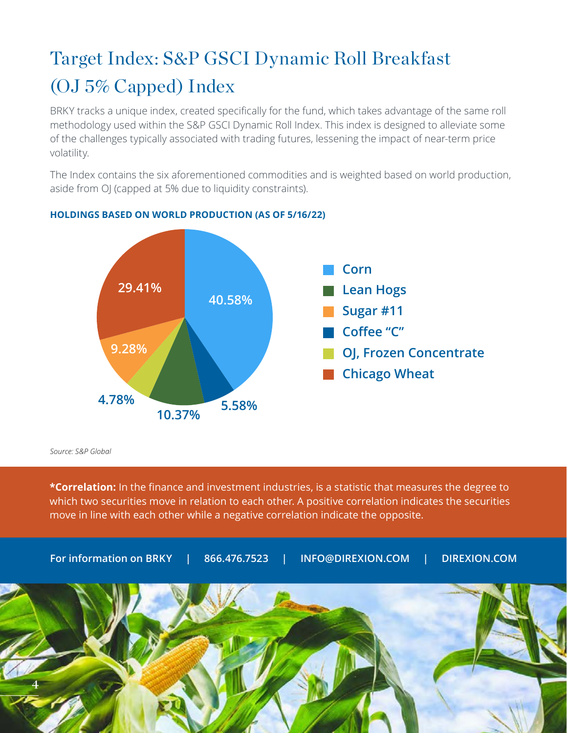# Target Index: S&P GSCI Dynamic Roll Breakfast (OJ 5% Capped) Index

BRKY tracks a unique index, created specifically for the fund, which takes advantage of the same roll methodology used within the S&P GSCI Dynamic Roll Index. This index is designed to alleviate some of the challenges typically associated with trading futures, lessening the impact of near-term price volatility.

The Index contains the six aforementioned commodities and is weighted based on world production, aside from OJ (capped at 5% due to liquidity constraints).

**HOLDINGS BASED ON WORLD PRODUCTION (AS OF 5/16/22)**

| Commodity | Weight |
| --- | --- |
| Corn | 40.58% |
| Lean Hogs | 10.37% |
| Sugar #11 | 9.28% |
| Coffee "C" | 5.58% |
| OJ, Frozen Concentrate | 4.78% |
| Chicago Wheat | 29.41% |

*Source: S&P Global*

***Correlation:** In the finance and investment industries, is a statistic that measures the degree to which two securities move in relation to each other. A positive correlation indicates the securities move in line with each other while a negative correlation indicate the opposite.

**For information on BRKY | 866.476.7523 | INFO@DIREXION.COM | DIREXION.COM**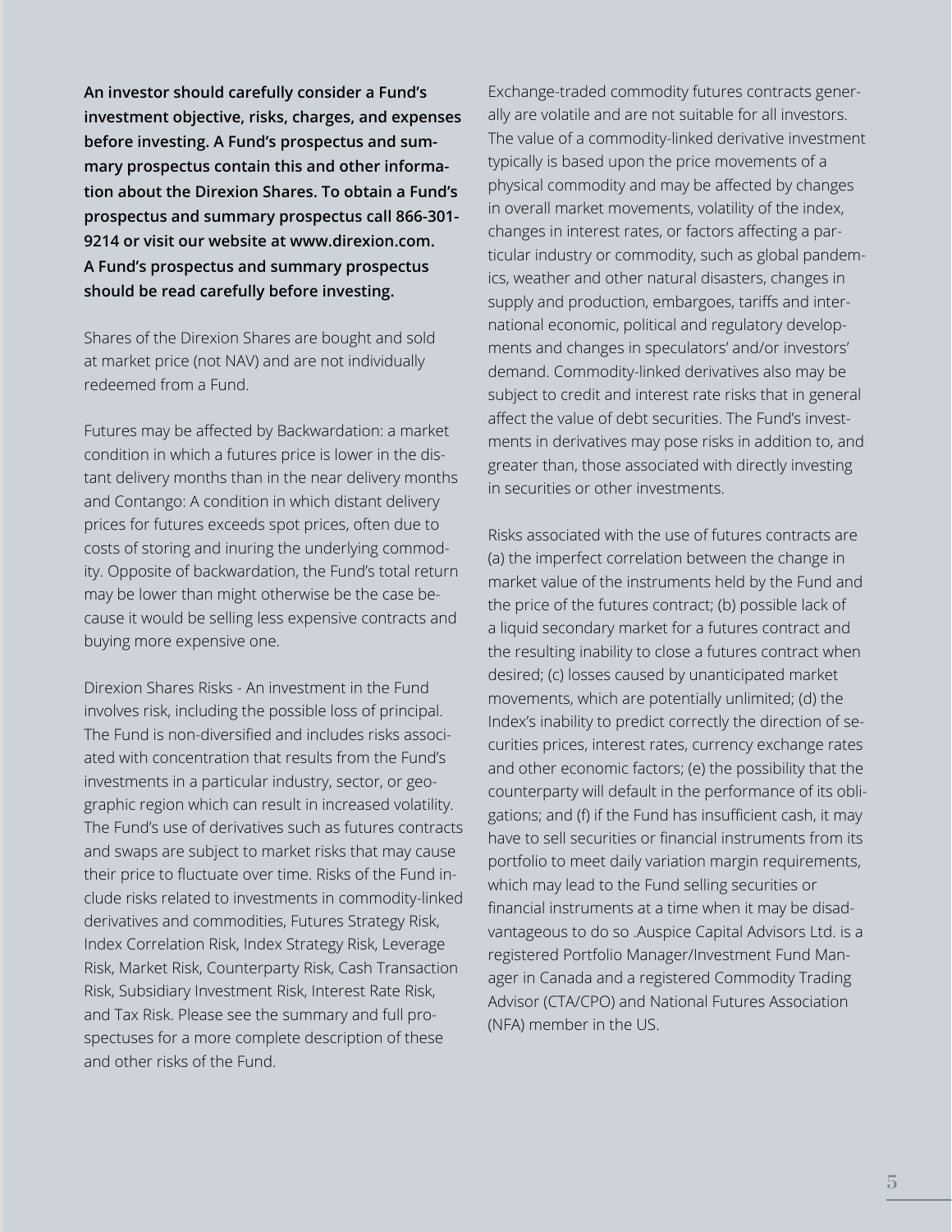**An investor should carefully consider a Fund's investment objective, risks, charges, and expenses before investing. A Fund's prospectus and summary prospectus contain this and other information about the Direxion Shares. To obtain a Fund's prospectus and summary prospectus call 866-301-9214 or visit our website at www.direxion.com. A Fund's prospectus and summary prospectus should be read carefully before investing.**

Shares of the Direxion Shares are bought and sold at market price (not NAV) and are not individually redeemed from a Fund.

Futures may be affected by Backwardation: a market condition in which a futures price is lower in the distant delivery months than in the near delivery months and Contango: A condition in which distant delivery prices for futures exceeds spot prices, often due to costs of storing and inuring the underlying commodity. Opposite of backwardation, the Fund's total return may be lower than might otherwise be the case because it would be selling less expensive contracts and buying more expensive one.

Direxion Shares Risks - An investment in the Fund involves risk, including the possible loss of principal. The Fund is non-diversified and includes risks associated with concentration that results from the Fund's investments in a particular industry, sector, or geographic region which can result in increased volatility. The Fund's use of derivatives such as futures contracts and swaps are subject to market risks that may cause their price to fluctuate over time. Risks of the Fund include risks related to investments in commodity-linked derivatives and commodities, Futures Strategy Risk, Index Correlation Risk, Index Strategy Risk, Leverage Risk, Market Risk, Counterparty Risk, Cash Transaction Risk, Subsidiary Investment Risk, Interest Rate Risk, and Tax Risk. Please see the summary and full prospectuses for a more complete description of these and other risks of the Fund.

Exchange-traded commodity futures contracts generally are volatile and are not suitable for all investors. The value of a commodity-linked derivative investment typically is based upon the price movements of a physical commodity and may be affected by changes in overall market movements, volatility of the index, changes in interest rates, or factors affecting a particular industry or commodity, such as global pandemics, weather and other natural disasters, changes in supply and production, embargoes, tariffs and international economic, political and regulatory developments and changes in speculators' and/or investors' demand. Commodity-linked derivatives also may be subject to credit and interest rate risks that in general affect the value of debt securities. The Fund's investments in derivatives may pose risks in addition to, and greater than, those associated with directly investing in securities or other investments.

Risks associated with the use of futures contracts are (a) the imperfect correlation between the change in market value of the instruments held by the Fund and the price of the futures contract; (b) possible lack of a liquid secondary market for a futures contract and the resulting inability to close a futures contract when desired; (c) losses caused by unanticipated market movements, which are potentially unlimited; (d) the Index's inability to predict correctly the direction of securities prices, interest rates, currency exchange rates and other economic factors; (e) the possibility that the counterparty will default in the performance of its obligations; and (f) if the Fund has insufficient cash, it may have to sell securities or financial instruments from its portfolio to meet daily variation margin requirements, which may lead to the Fund selling securities or financial instruments at a time when it may be disadvantageous to do so .Auspice Capital Advisors Ltd. is a registered Portfolio Manager/Investment Fund Manager in Canada and a registered Commodity Trading Advisor (CTA/CPO) and National Futures Association (NFA) member in the US.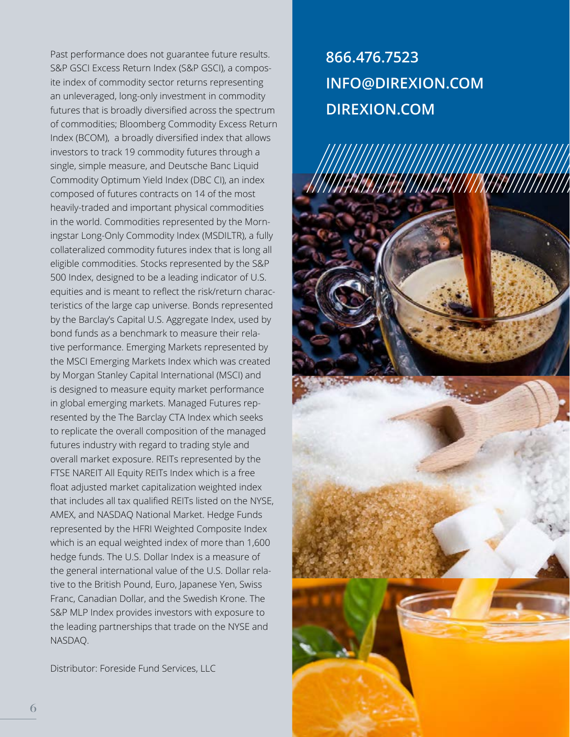Past performance does not guarantee future results. S&P GSCI Excess Return Index (S&P GSCI), a composite index of commodity sector returns representing an unleveraged, long-only investment in commodity futures that is broadly diversified across the spectrum of commodities; Bloomberg Commodity Excess Return Index (BCOM), a broadly diversified index that allows investors to track 19 commodity futures through a single, simple measure, and Deutsche Banc Liquid Commodity Optimum Yield Index (DBC CI), an index composed of futures contracts on 14 of the most heavily-traded and important physical commodities in the world. Commodities represented by the Morningstar Long-Only Commodity Index (MSDILTR), a fully collateralized commodity futures index that is long all eligible commodities. Stocks represented by the S&P 500 Index, designed to be a leading indicator of U.S. equities and is meant to reflect the risk/return characteristics of the large cap universe. Bonds represented by the Barclay's Capital U.S. Aggregate Index, used by bond funds as a benchmark to measure their relative performance. Emerging Markets represented by the MSCI Emerging Markets Index which was created by Morgan Stanley Capital International (MSCI) and is designed to measure equity market performance in global emerging markets. Managed Futures represented by the The Barclay CTA Index which seeks to replicate the overall composition of the managed futures industry with regard to trading style and overall market exposure. REITs represented by the FTSE NAREIT All Equity REITs Index which is a free float adjusted market capitalization weighted index that includes all tax qualified REITs listed on the NYSE, AMEX, and NASDAQ National Market. Hedge Funds represented by the HFRI Weighted Composite Index which is an equal weighted index of more than 1,600 hedge funds. The U.S. Dollar Index is a measure of the general international value of the U.S. Dollar relative to the British Pound, Euro, Japanese Yen, Swiss Franc, Canadian Dollar, and the Swedish Krone. The S&P MLP Index provides investors with exposure to the leading partnerships that trade on the NYSE and NASDAQ.

Distributor: Foreside Fund Services, LLC

**866.476.7523**
**INFO@DIREXION.COM**
**DIREXION.COM**